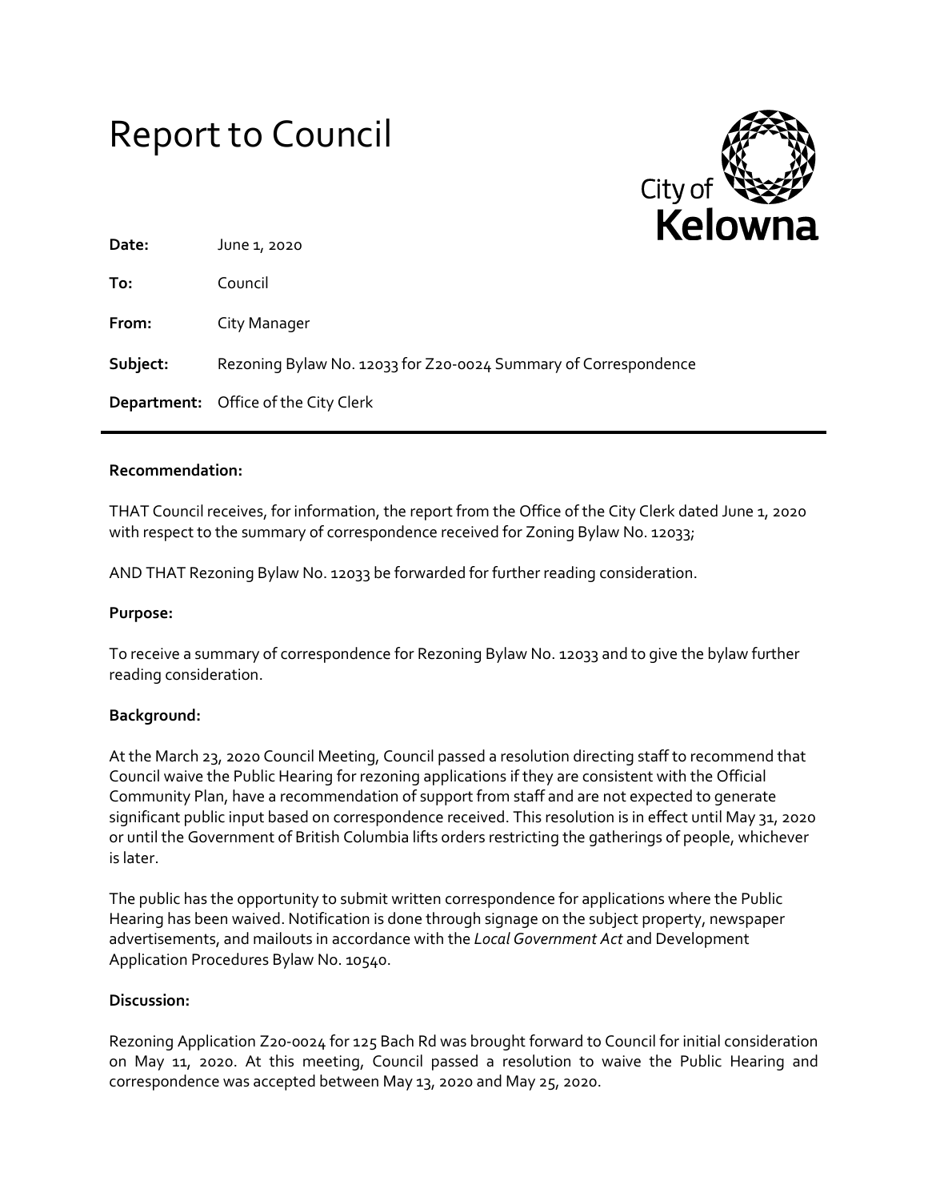# Report to Council

City of Kelowna

**Date:** June 1, 2020

**To:** Council

**From:** City Manager

**Subject:** Rezoning Bylaw No. 12033 for Z20-0024 Summary of Correspondence

**Department:** Office of the City Clerk

---

**Recommendation:**

THAT Council receives, for information, the report from the Office of the City Clerk dated June 1, 2020 with respect to the summary of correspondence received for Zoning Bylaw No. 12033;

AND THAT Rezoning Bylaw No. 12033 be forwarded for further reading consideration.

**Purpose:**

To receive a summary of correspondence for Rezoning Bylaw No. 12033 and to give the bylaw further reading consideration.

**Background:**

At the March 23, 2020 Council Meeting, Council passed a resolution directing staff to recommend that Council waive the Public Hearing for rezoning applications if they are consistent with the Official Community Plan, have a recommendation of support from staff and are not expected to generate significant public input based on correspondence received. This resolution is in effect until May 31, 2020 or until the Government of British Columbia lifts orders restricting the gatherings of people, whichever is later.

The public has the opportunity to submit written correspondence for applications where the Public Hearing has been waived. Notification is done through signage on the subject property, newspaper advertisements, and mailouts in accordance with the *Local Government Act* and Development Application Procedures Bylaw No. 10540.

**Discussion:**

Rezoning Application Z20-0024 for 125 Bach Rd was brought forward to Council for initial consideration on May 11, 2020. At this meeting, Council passed a resolution to waive the Public Hearing and correspondence was accepted between May 13, 2020 and May 25, 2020.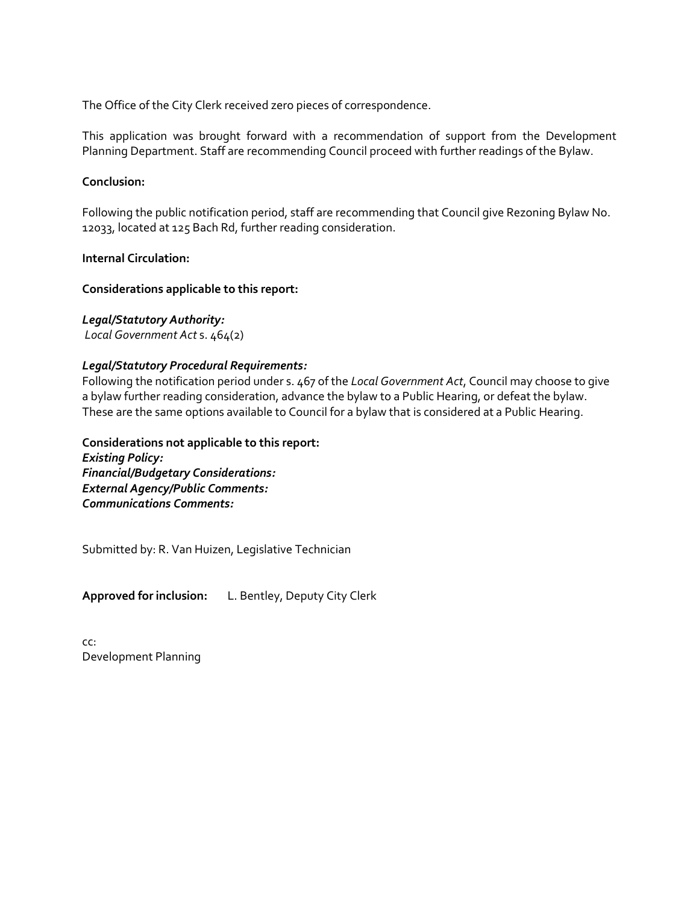The Office of the City Clerk received zero pieces of correspondence.

This application was brought forward with a recommendation of support from the Development Planning Department. Staff are recommending Council proceed with further readings of the Bylaw.

**Conclusion:**

Following the public notification period, staff are recommending that Council give Rezoning Bylaw No. 12033, located at 125 Bach Rd, further reading consideration.

**Internal Circulation:**

**Considerations applicable to this report:**

***Legal/Statutory Authority:***
*Local Government Act* s. 464(2)

***Legal/Statutory Procedural Requirements:***
Following the notification period under s. 467 of the *Local Government Act*, Council may choose to give a bylaw further reading consideration, advance the bylaw to a Public Hearing, or defeat the bylaw. These are the same options available to Council for a bylaw that is considered at a Public Hearing.

**Considerations not applicable to this report:**
***Existing Policy:***
***Financial/Budgetary Considerations:***
***External Agency/Public Comments:***
***Communications Comments:***

Submitted by: R. Van Huizen, Legislative Technician

**Approved for inclusion:** L. Bentley, Deputy City Clerk

cc:
Development Planning